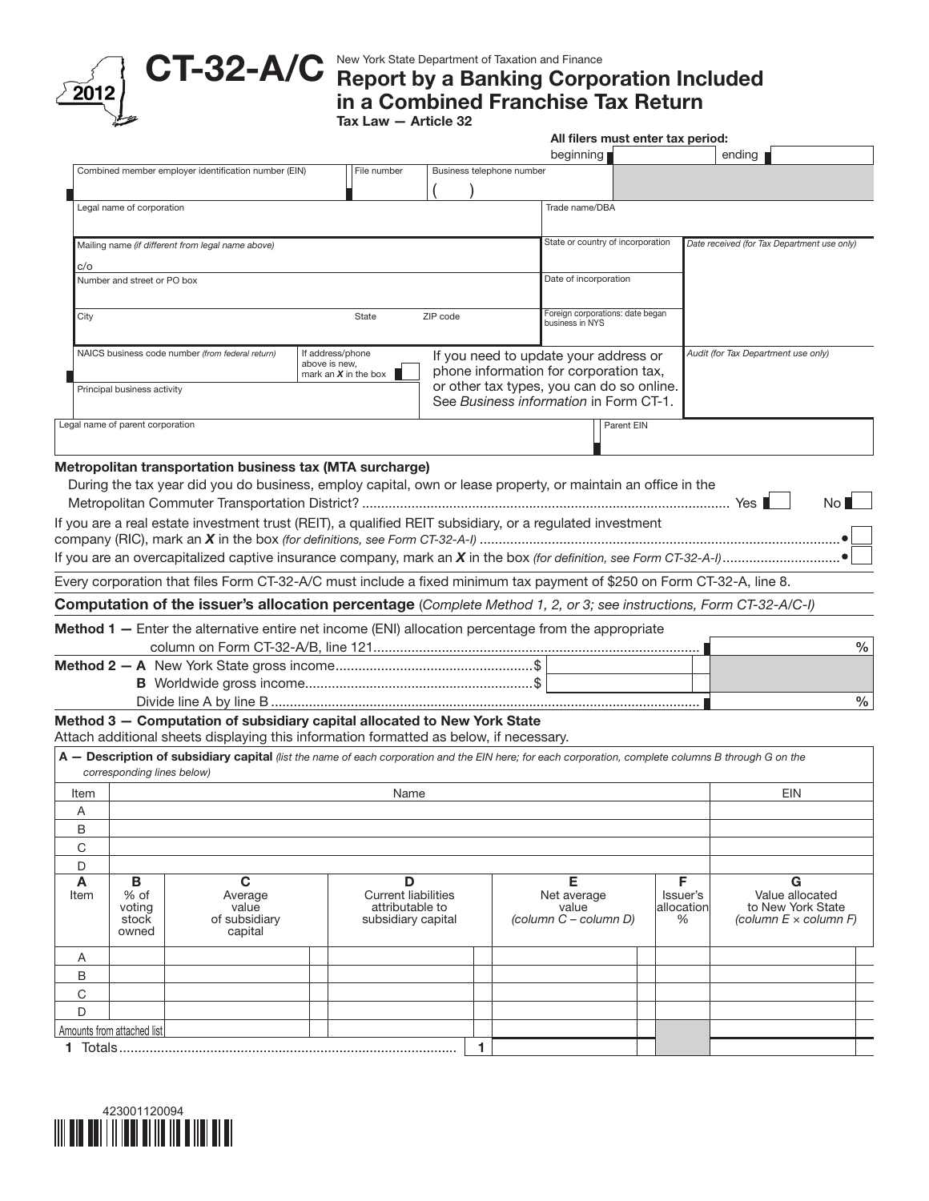2012

# CT-32-A/C

New York State Department of Taxation and Finance

## Report by a Banking Corporation Included in a Combined Franchise Tax Return

Tax Law — Article 32

**All filers must enter tax period:**

beginning | ending

| Combined member employer identification number (EIN) | File number | Business telephone number ( ) |
|---|---|---|

| Legal name of corporation | Trade name/DBA |
|---|---|
| Mailing name *(if different from legal name above)* c/o | State or country of incorporation |
| Number and street or PO box | Date of incorporation |
| City / State / ZIP code | Foreign corporations: date began business in NYS |

*Date received (for Tax Department use only)*

| NAICS business code number *(from federal return)* | If address/phone above is new, mark an *X* in the box |
|---|---|
| Principal business activity | |

If you need to update your address or phone information for corporation tax, or other tax types, you can do so online. See *Business information* in Form CT-1.

*Audit (for Tax Department use only)*

| Legal name of parent corporation | Parent EIN |
|---|---|

**Metropolitan transportation business tax (MTA surcharge)**

During the tax year did you do business, employ capital, own or lease property, or maintain an office in the Metropolitan Commuter Transportation District? ............ Yes ☐ No ☐

If you are a real estate investment trust (REIT), a qualified REIT subsidiary, or a regulated investment company (RIC), mark an *X* in the box *(for definitions, see Form CT-32-A-I)* ............ ☐

If you are an overcapitalized captive insurance company, mark an *X* in the box *(for definition, see Form CT-32-A-I)* ............ ☐

Every corporation that files Form CT-32-A/C must include a fixed minimum tax payment of $250 on Form CT-32-A, line 8.

## Computation of the issuer's allocation percentage (*Complete Method 1, 2, or 3; see instructions, Form CT-32-A/C-I*)

**Method 1 —** Enter the alternative entire net income (ENI) allocation percentage from the appropriate column on Form CT-32-A/B, line 121............ %

**Method 2 — A** New York State gross income............ $

**B** Worldwide gross income............ $

Divide line A by line B ............ %

**Method 3 — Computation of subsidiary capital allocated to New York State**

Attach additional sheets displaying this information formatted as below, if necessary.

**A — Description of subsidiary capital** *(list the name of each corporation and the EIN here; for each corporation, complete columns B through G on the corresponding lines below)*

| Item | Name | EIN |
|---|---|---|
| A | | |
| B | | |
| C | | |
| D | | |

| A Item | B % of voting stock owned | C Average value of subsidiary capital | D Current liabilities attributable to subsidiary capital | E Net average value *(column C – column D)* | F Issuer's allocation % | G Value allocated to New York State *(column E × column F)* |
|---|---|---|---|---|---|---|
| A | | | | | | |
| B | | | | | | |
| C | | | | | | |
| D | | | | | | |
| Amounts from attached list | | | | | | |
| **1** Totals............ **1** | | | | | | |

423001120094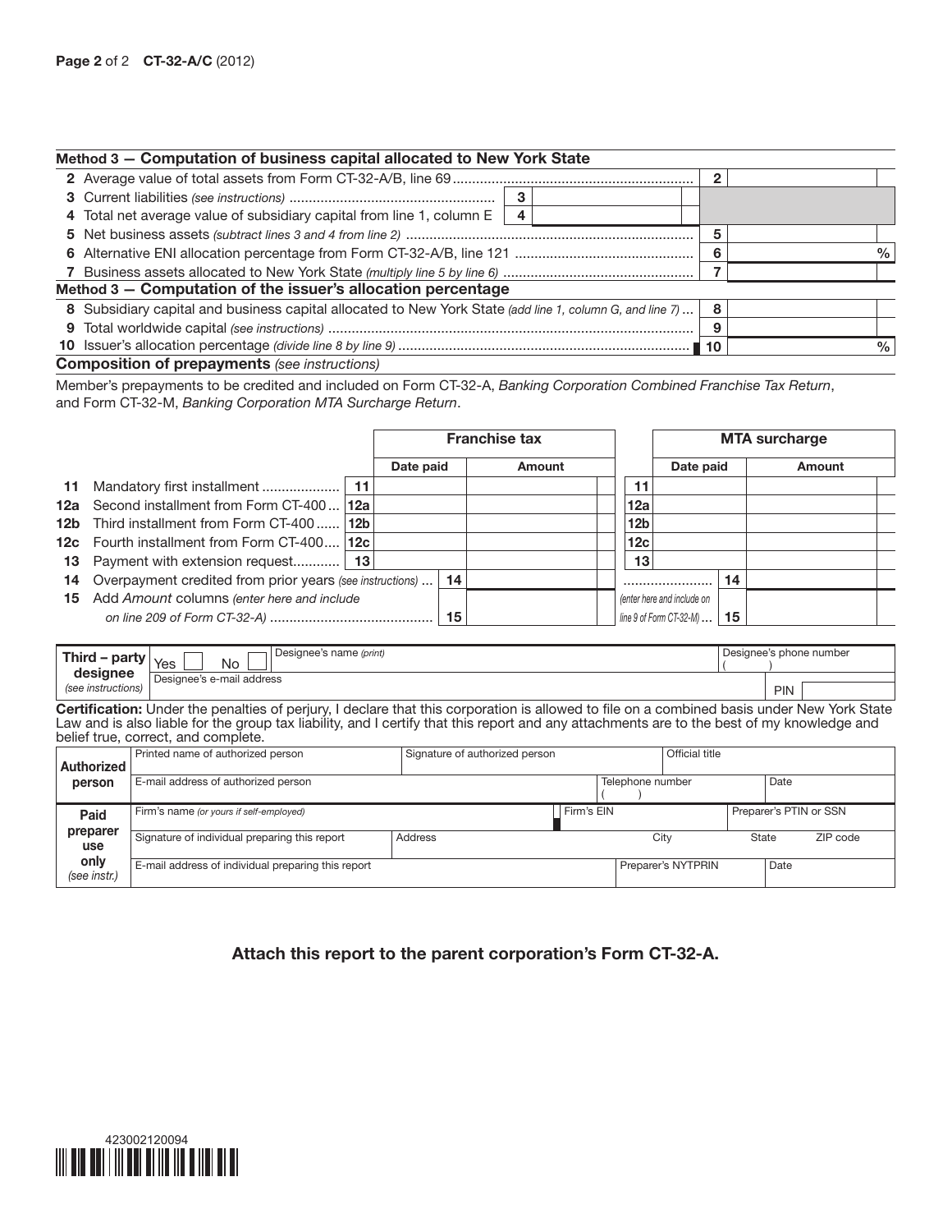### Method 3 — Computation of business capital allocated to New York State

| | | | | |
|---|---|---|---|---|
| 2 | Average value of total assets from Form CT-32-A/B, line 69 | | 2 | |
| 3 | Current liabilities *(see instructions)* | 3 | | |
| 4 | Total net average value of subsidiary capital from line 1, column E | 4 | | |
| 5 | Net business assets *(subtract lines 3 and 4 from line 2)* | | 5 | |
| 6 | Alternative ENI allocation percentage from Form CT-32-A/B, line 121 | | 6 | % |
| 7 | Business assets allocated to New York State *(multiply line 5 by line 6)* | | 7 | |

### Method 3 — Computation of the issuer's allocation percentage

| | | | |
|---|---|---|---|
| 8 | Subsidiary capital and business capital allocated to New York State *(add line 1, column G, and line 7)* | 8 | |
| 9 | Total worldwide capital *(see instructions)* | 9 | |
| 10 | Issuer's allocation percentage *(divide line 8 by line 9)* | 10 | % |

### Composition of prepayments *(see instructions)*

Member's prepayments to be credited and included on Form CT-32-A, *Banking Corporation Combined Franchise Tax Return*, and Form CT-32-M, *Banking Corporation MTA Surcharge Return*.

| | | Franchise tax | | | MTA surcharge | |
|---|---|---|---|---|---|---|
| | | Date paid | Amount | | Date paid | Amount |
| 11 | Mandatory first installment | | | 11 | | |
| 12a | Second installment from Form CT-400 | | | 12a | | |
| 12b | Third installment from Form CT-400 | | | 12b | | |
| 12c | Fourth installment from Form CT-400 | | | 12c | | |
| 13 | Payment with extension request | | | 13 | | |
| 14 | Overpayment credited from prior years *(see instructions)* | 14 | | | 14 | |
| 15 | Add *Amount* columns *(enter here and include on line 209 of Form CT-32-A)* | 15 | | *(enter here and include on line 9 of Form CT-32-M)* | 15 | |

| | | |
|---|---|---|
| **Third – party designee** *(see instructions)* | Yes ☐ No ☐ Designee's name *(print)* | Designee's phone number ( ) |
| | Designee's e-mail address | PIN |

**Certification:** Under the penalties of perjury, I declare that this corporation is allowed to file on a combined basis under New York State Law and is also liable for the group tax liability, and I certify that this report and any attachments are to the best of my knowledge and belief true, correct, and complete.

| | | | | |
|---|---|---|---|---|
| **Authorized person** | Printed name of authorized person | Signature of authorized person | Official title | |
| | E-mail address of authorized person | | Telephone number ( ) | Date |
| **Paid preparer use only** *(see instr.)* | Firm's name *(or yours if self-employed)* | | Firm's EIN | Preparer's PTIN or SSN |
| | Signature of individual preparing this report | Address | City | State ZIP code |
| | E-mail address of individual preparing this report | | Preparer's NYTPRIN | Date |

**Attach this report to the parent corporation's Form CT-32-A.**

423002120094